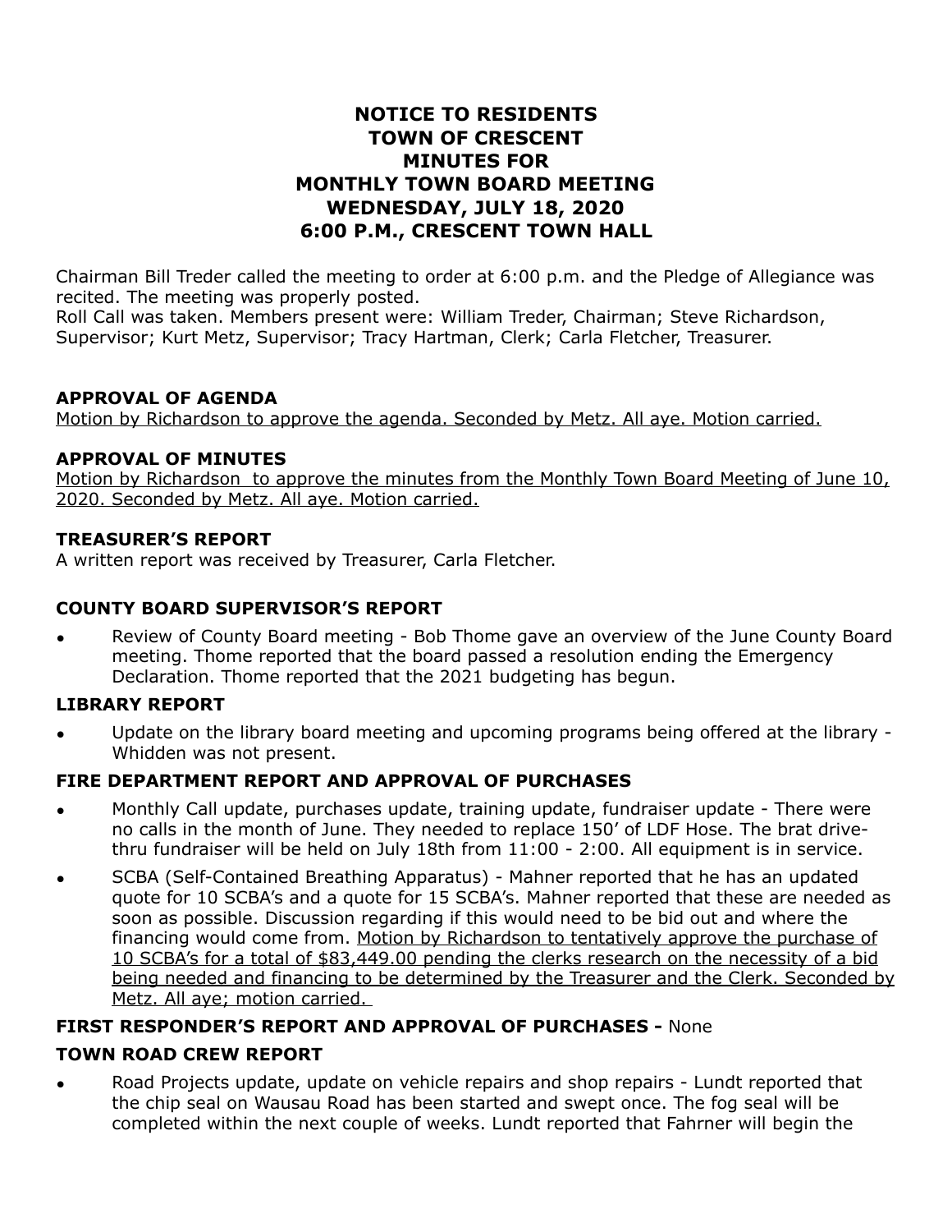# NOTICE TO RESIDENTS
# TOWN OF CRESCENT
# MINUTES FOR
# MONTHLY TOWN BOARD MEETING
# WEDNESDAY, JULY 18, 2020
# 6:00 P.M., CRESCENT TOWN HALL

Chairman Bill Treder called the meeting to order at 6:00 p.m. and the Pledge of Allegiance was recited. The meeting was properly posted.
Roll Call was taken. Members present were: William Treder, Chairman; Steve Richardson, Supervisor; Kurt Metz, Supervisor; Tracy Hartman, Clerk; Carla Fletcher, Treasurer.

**APPROVAL OF AGENDA**

<u>Motion by Richardson to approve the agenda. Seconded by Metz. All aye. Motion carried.</u>

**APPROVAL OF MINUTES**

<u>Motion by Richardson to approve the minutes from the Monthly Town Board Meeting of June 10, 2020. Seconded by Metz. All aye. Motion carried.</u>

**TREASURER'S REPORT**

A written report was received by Treasurer, Carla Fletcher.

**COUNTY BOARD SUPERVISOR'S REPORT**

- Review of County Board meeting - Bob Thome gave an overview of the June County Board meeting. Thome reported that the board passed a resolution ending the Emergency Declaration. Thome reported that the 2021 budgeting has begun.

**LIBRARY REPORT**

- Update on the library board meeting and upcoming programs being offered at the library - Whidden was not present.

**FIRE DEPARTMENT REPORT AND APPROVAL OF PURCHASES**

- Monthly Call update, purchases update, training update, fundraiser update - There were no calls in the month of June. They needed to replace 150' of LDF Hose. The brat drive-thru fundraiser will be held on July 18th from 11:00 - 2:00. All equipment is in service.
- SCBA (Self-Contained Breathing Apparatus) - Mahner reported that he has an updated quote for 10 SCBA's and a quote for 15 SCBA's. Mahner reported that these are needed as soon as possible. Discussion regarding if this would need to be bid out and where the financing would come from. <u>Motion by Richardson to tentatively approve the purchase of 10 SCBA's for a total of $83,449.00 pending the clerks research on the necessity of a bid being needed and financing to be determined by the Treasurer and the Clerk. Seconded by Metz. All aye; motion carried.</u>

**FIRST RESPONDER'S REPORT AND APPROVAL OF PURCHASES -** None

**TOWN ROAD CREW REPORT**

- Road Projects update, update on vehicle repairs and shop repairs - Lundt reported that the chip seal on Wausau Road has been started and swept once. The fog seal will be completed within the next couple of weeks. Lundt reported that Fahrner will begin the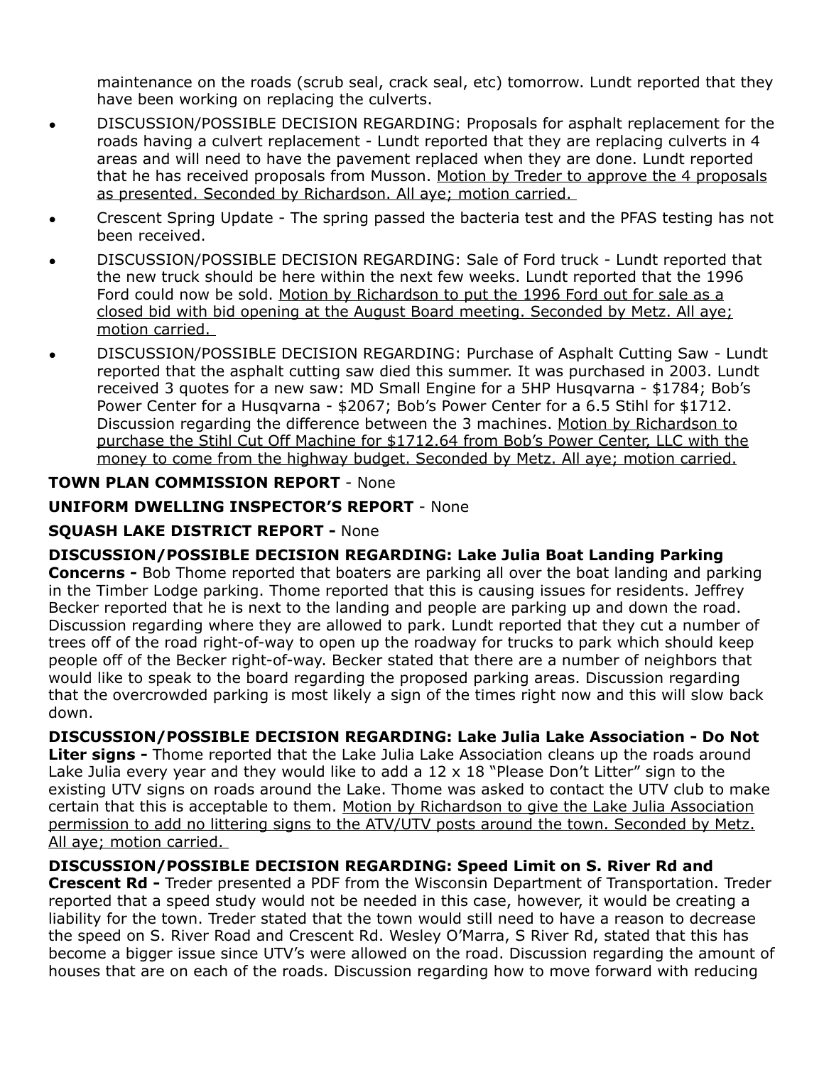maintenance on the roads (scrub seal, crack seal, etc) tomorrow. Lundt reported that they have been working on replacing the culverts.

- DISCUSSION/POSSIBLE DECISION REGARDING: Proposals for asphalt replacement for the roads having a culvert replacement - Lundt reported that they are replacing culverts in 4 areas and will need to have the pavement replaced when they are done. Lundt reported that he has received proposals from Musson. <u>Motion by Treder to approve the 4 proposals as presented. Seconded by Richardson. All aye; motion carried.</u>
- Crescent Spring Update - The spring passed the bacteria test and the PFAS testing has not been received.
- DISCUSSION/POSSIBLE DECISION REGARDING: Sale of Ford truck - Lundt reported that the new truck should be here within the next few weeks. Lundt reported that the 1996 Ford could now be sold. <u>Motion by Richardson to put the 1996 Ford out for sale as a closed bid with bid opening at the August Board meeting. Seconded by Metz. All aye; motion carried.</u>
- DISCUSSION/POSSIBLE DECISION REGARDING: Purchase of Asphalt Cutting Saw - Lundt reported that the asphalt cutting saw died this summer. It was purchased in 2003. Lundt received 3 quotes for a new saw: MD Small Engine for a 5HP Husqvarna - $1784; Bob's Power Center for a Husqvarna - $2067; Bob's Power Center for a 6.5 Stihl for $1712. Discussion regarding the difference between the 3 machines. <u>Motion by Richardson to purchase the Stihl Cut Off Machine for $1712.64 from Bob's Power Center, LLC with the money to come from the highway budget. Seconded by Metz. All aye; motion carried.</u>

**TOWN PLAN COMMISSION REPORT** - None

**UNIFORM DWELLING INSPECTOR'S REPORT** - None

**SQUASH LAKE DISTRICT REPORT -** None

**DISCUSSION/POSSIBLE DECISION REGARDING: Lake Julia Boat Landing Parking Concerns -** Bob Thome reported that boaters are parking all over the boat landing and parking in the Timber Lodge parking. Thome reported that this is causing issues for residents. Jeffrey Becker reported that he is next to the landing and people are parking up and down the road. Discussion regarding where they are allowed to park. Lundt reported that they cut a number of trees off of the road right-of-way to open up the roadway for trucks to park which should keep people off of the Becker right-of-way. Becker stated that there are a number of neighbors that would like to speak to the board regarding the proposed parking areas. Discussion regarding that the overcrowded parking is most likely a sign of the times right now and this will slow back down.

**DISCUSSION/POSSIBLE DECISION REGARDING: Lake Julia Lake Association - Do Not Liter signs -** Thome reported that the Lake Julia Lake Association cleans up the roads around Lake Julia every year and they would like to add a 12 x 18 "Please Don't Litter" sign to the existing UTV signs on roads around the Lake. Thome was asked to contact the UTV club to make certain that this is acceptable to them. <u>Motion by Richardson to give the Lake Julia Association permission to add no littering signs to the ATV/UTV posts around the town. Seconded by Metz. All aye; motion carried.</u>

**DISCUSSION/POSSIBLE DECISION REGARDING: Speed Limit on S. River Rd and Crescent Rd -** Treder presented a PDF from the Wisconsin Department of Transportation. Treder reported that a speed study would not be needed in this case, however, it would be creating a liability for the town. Treder stated that the town would still need to have a reason to decrease the speed on S. River Road and Crescent Rd. Wesley O'Marra, S River Rd, stated that this has become a bigger issue since UTV's were allowed on the road. Discussion regarding the amount of houses that are on each of the roads. Discussion regarding how to move forward with reducing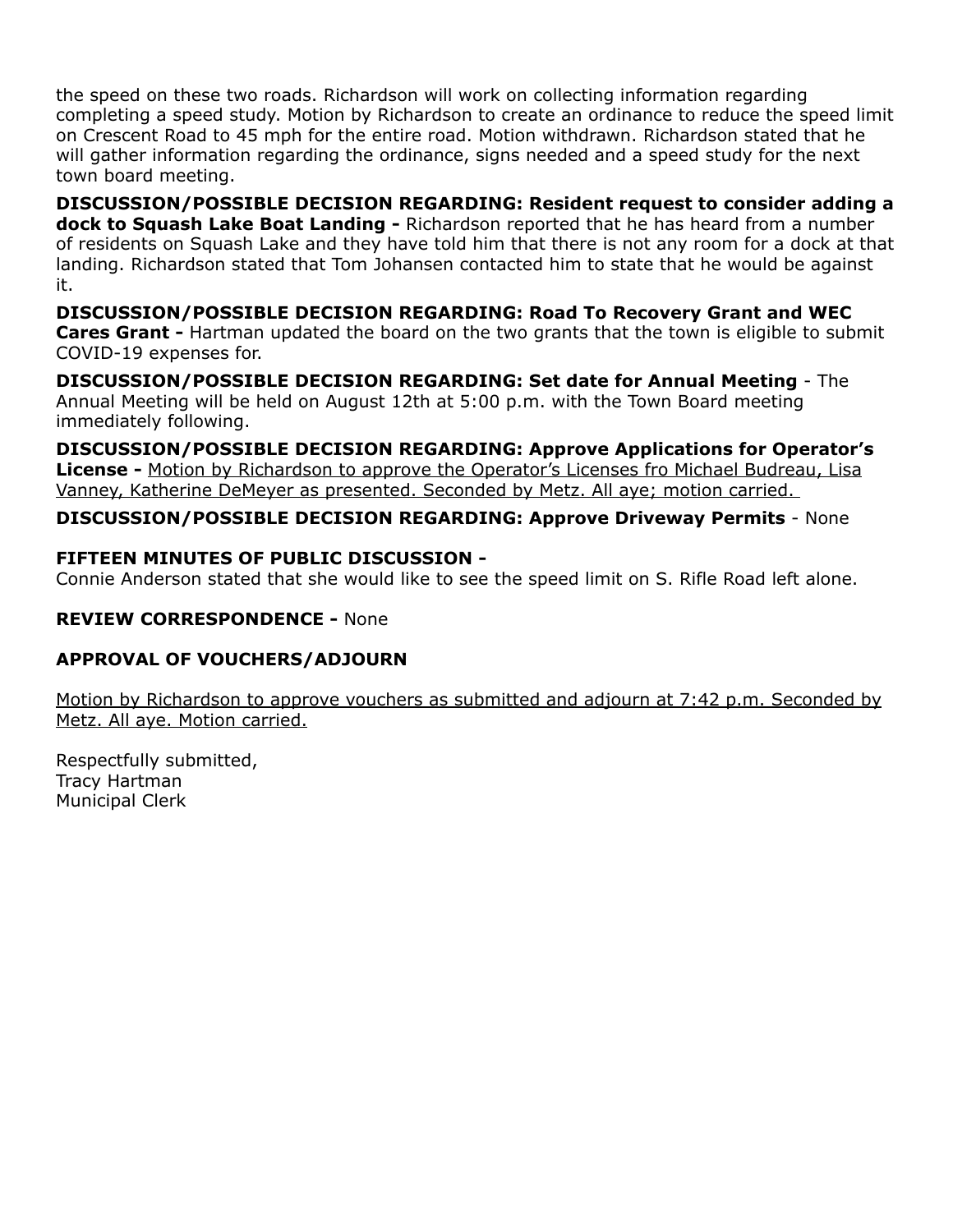the speed on these two roads. Richardson will work on collecting information regarding completing a speed study. Motion by Richardson to create an ordinance to reduce the speed limit on Crescent Road to 45 mph for the entire road. Motion withdrawn. Richardson stated that he will gather information regarding the ordinance, signs needed and a speed study for the next town board meeting.

**DISCUSSION/POSSIBLE DECISION REGARDING: Resident request to consider adding a dock to Squash Lake Boat Landing -** Richardson reported that he has heard from a number of residents on Squash Lake and they have told him that there is not any room for a dock at that landing. Richardson stated that Tom Johansen contacted him to state that he would be against it.

**DISCUSSION/POSSIBLE DECISION REGARDING: Road To Recovery Grant and WEC Cares Grant -** Hartman updated the board on the two grants that the town is eligible to submit COVID-19 expenses for.

**DISCUSSION/POSSIBLE DECISION REGARDING: Set date for Annual Meeting** - The Annual Meeting will be held on August 12th at 5:00 p.m. with the Town Board meeting immediately following.

**DISCUSSION/POSSIBLE DECISION REGARDING: Approve Applications for Operator's License -** <u>Motion by Richardson to approve the Operator's Licenses fro Michael Budreau, Lisa Vanney, Katherine DeMeyer as presented. Seconded by Metz. All aye; motion carried.</u>

**DISCUSSION/POSSIBLE DECISION REGARDING: Approve Driveway Permits** - None

**FIFTEEN MINUTES OF PUBLIC DISCUSSION -**
Connie Anderson stated that she would like to see the speed limit on S. Rifle Road left alone.

**REVIEW CORRESPONDENCE -** None

**APPROVAL OF VOUCHERS/ADJOURN**

<u>Motion by Richardson to approve vouchers as submitted and adjourn at 7:42 p.m. Seconded by Metz. All aye. Motion carried.</u>

Respectfully submitted,
Tracy Hartman
Municipal Clerk